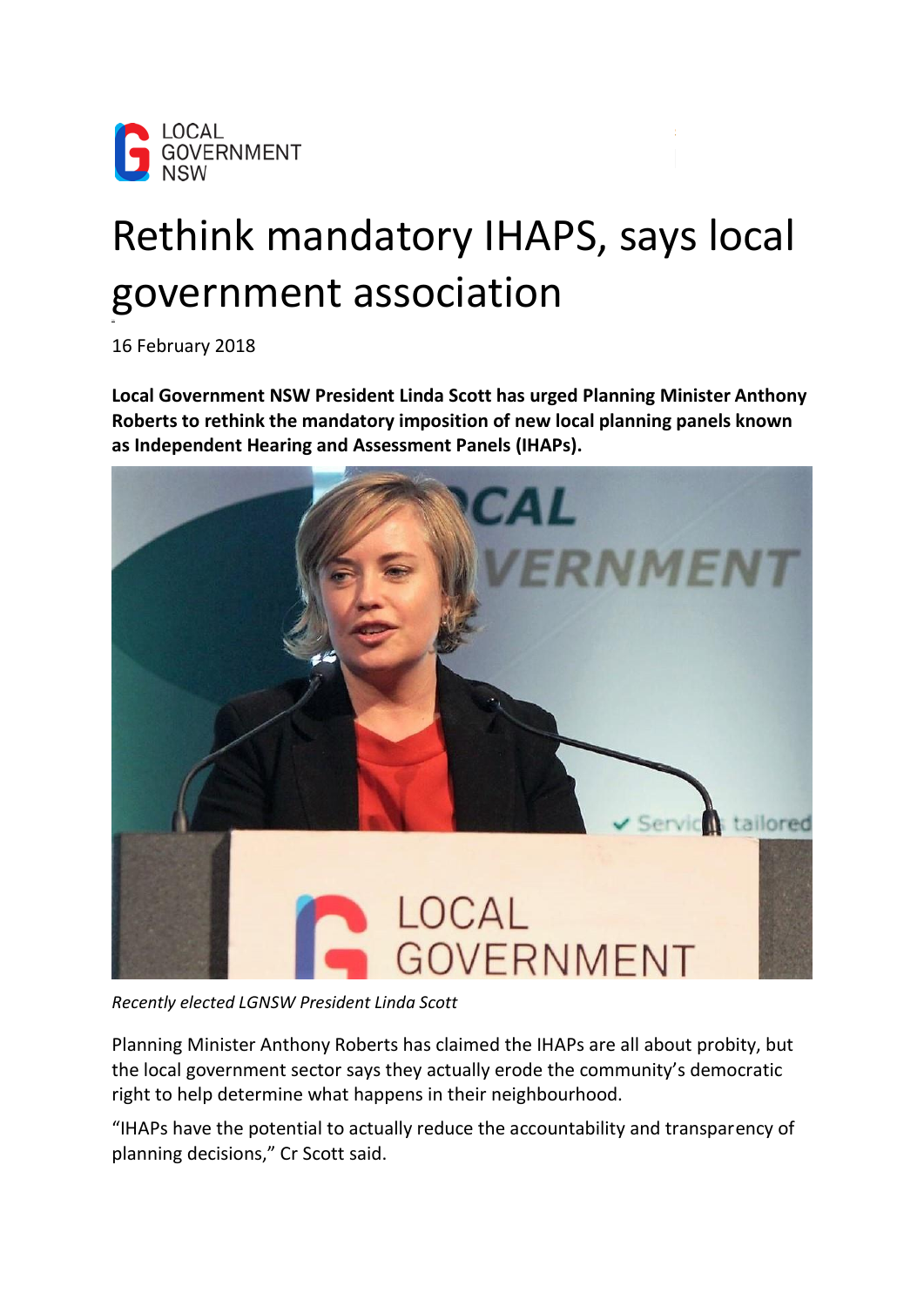# Rethink mandatory IHAPS, says local government association

16 February 2018

**Local Government NSW President Linda Scott has urged Planning Minister Anthony Roberts to rethink the mandatory imposition of new local planning panels known as Independent Hearing and Assessment Panels (IHAPs).**

*Recently elected LGNSW President Linda Scott*

Planning Minister Anthony Roberts has claimed the IHAPs are all about probity, but the local government sector says they actually erode the community's democratic right to help determine what happens in their neighbourhood.

"IHAPs have the potential to actually reduce the accountability and transparency of planning decisions," Cr Scott said.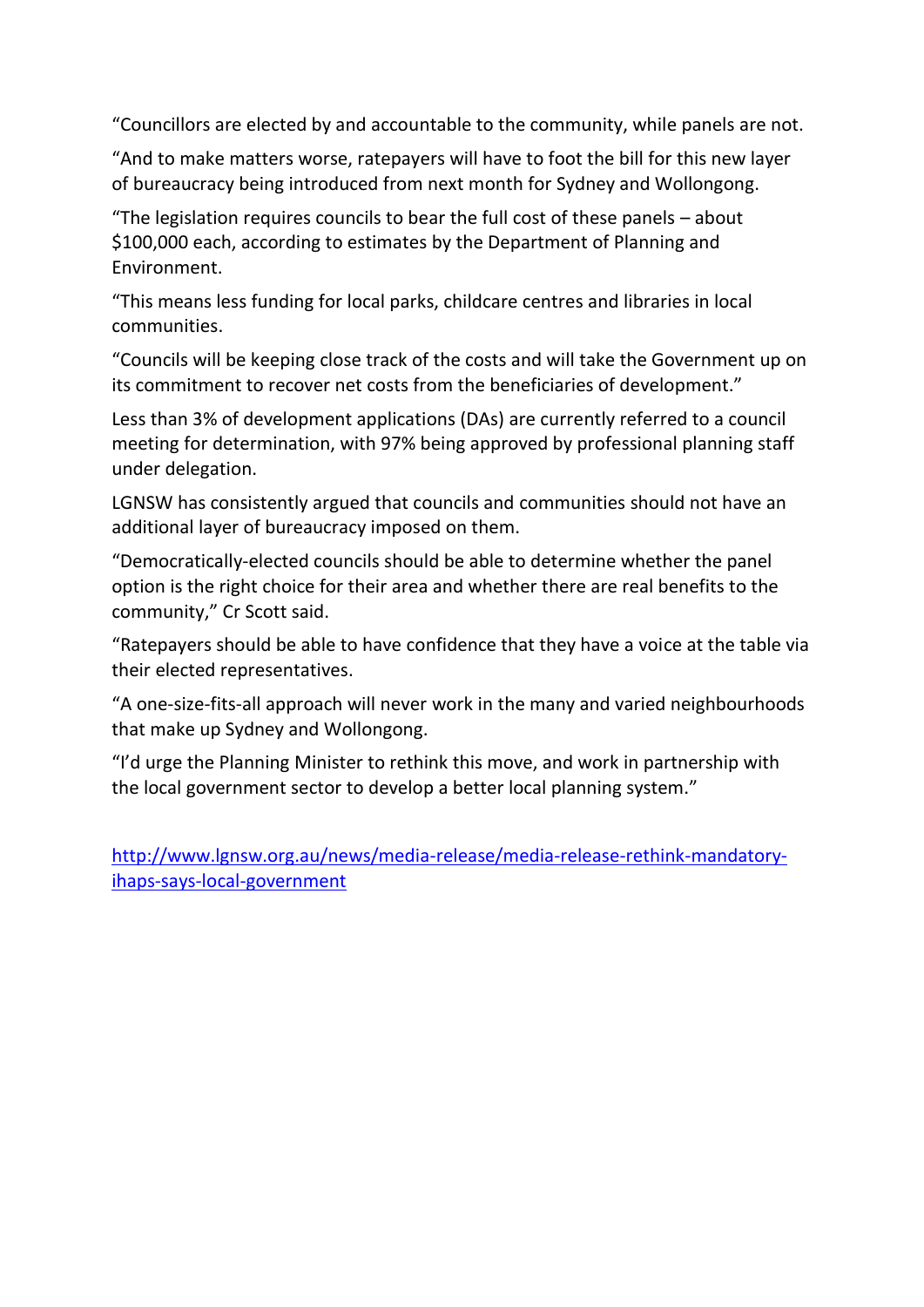"Councillors are elected by and accountable to the community, while panels are not.

"And to make matters worse, ratepayers will have to foot the bill for this new layer of bureaucracy being introduced from next month for Sydney and Wollongong.

"The legislation requires councils to bear the full cost of these panels – about $100,000 each, according to estimates by the Department of Planning and Environment.

"This means less funding for local parks, childcare centres and libraries in local communities.

"Councils will be keeping close track of the costs and will take the Government up on its commitment to recover net costs from the beneficiaries of development."

Less than 3% of development applications (DAs) are currently referred to a council meeting for determination, with 97% being approved by professional planning staff under delegation.

LGNSW has consistently argued that councils and communities should not have an additional layer of bureaucracy imposed on them.

"Democratically-elected councils should be able to determine whether the panel option is the right choice for their area and whether there are real benefits to the community," Cr Scott said.

"Ratepayers should be able to have confidence that they have a voice at the table via their elected representatives.

"A one-size-fits-all approach will never work in the many and varied neighbourhoods that make up Sydney and Wollongong.

"I'd urge the Planning Minister to rethink this move, and work in partnership with the local government sector to develop a better local planning system."

[http://www.lgnsw.org.au/news/media-release/media-release-rethink-mandatory-ihaps-says-local-government](http://www.lgnsw.org.au/news/media-release/media-release-rethink-mandatory-ihaps-says-local-government)